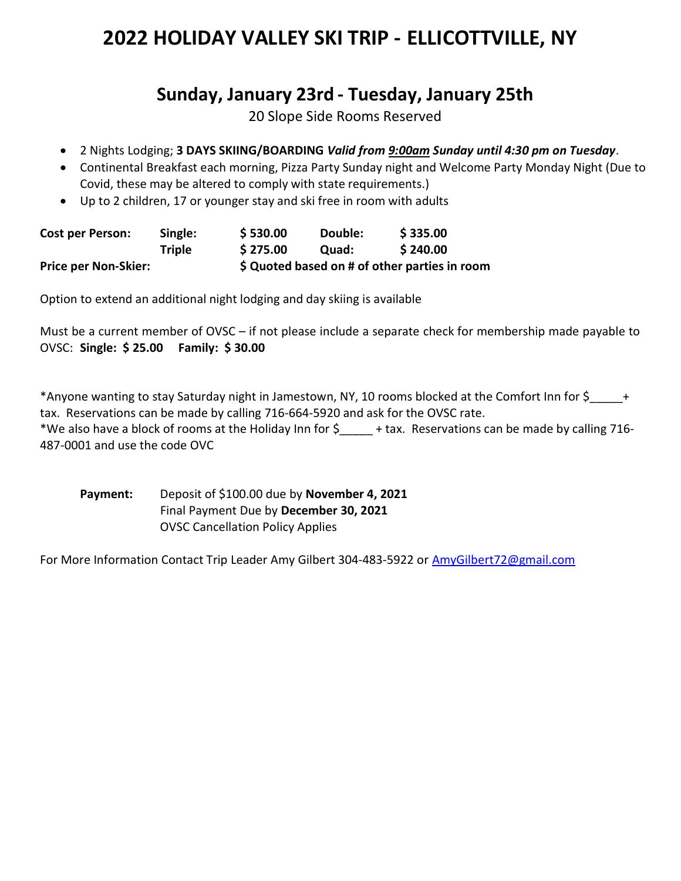# 2022 HOLIDAY VALLEY SKI TRIP - ELLICOTTVILLE, NY

## Sunday, January 23rd - Tuesday, January 25th

20 Slope Side Rooms Reserved

- 2 Nights Lodging; **3 DAYS SKIING/BOARDING** ***Valid from 9:00am Sunday until 4:30 pm on Tuesday***.
- Continental Breakfast each morning, Pizza Party Sunday night and Welcome Party Monday Night (Due to Covid, these may be altered to comply with state requirements.)
- Up to 2 children, 17 or younger stay and ski free in room with adults

| **Cost per Person:** | **Single:** | **$ 530.00** | **Double:** | **$ 335.00** |
|---|---|---|---|---|
| | **Triple** | **$ 275.00** | **Quad:** | **$ 240.00** |
| **Price per Non-Skier:** | | **$ Quoted based on # of other parties in room** | | |

Option to extend an additional night lodging and day skiing is available

Must be a current member of OVSC – if not please include a separate check for membership made payable to OVSC: **Single: $ 25.00** **Family: $ 30.00**

*Anyone wanting to stay Saturday night in Jamestown, NY, 10 rooms blocked at the Comfort Inn for $_____+ tax. Reservations can be made by calling 716-664-5920 and ask for the OVSC rate.
*We also have a block of rooms at the Holiday Inn for $_____ + tax. Reservations can be made by calling 716-487-0001 and use the code OVC

**Payment:** Deposit of $100.00 due by **November 4, 2021**
Final Payment Due by **December 30, 2021**
OVSC Cancellation Policy Applies

For More Information Contact Trip Leader Amy Gilbert 304-483-5922 or AmyGilbert72@gmail.com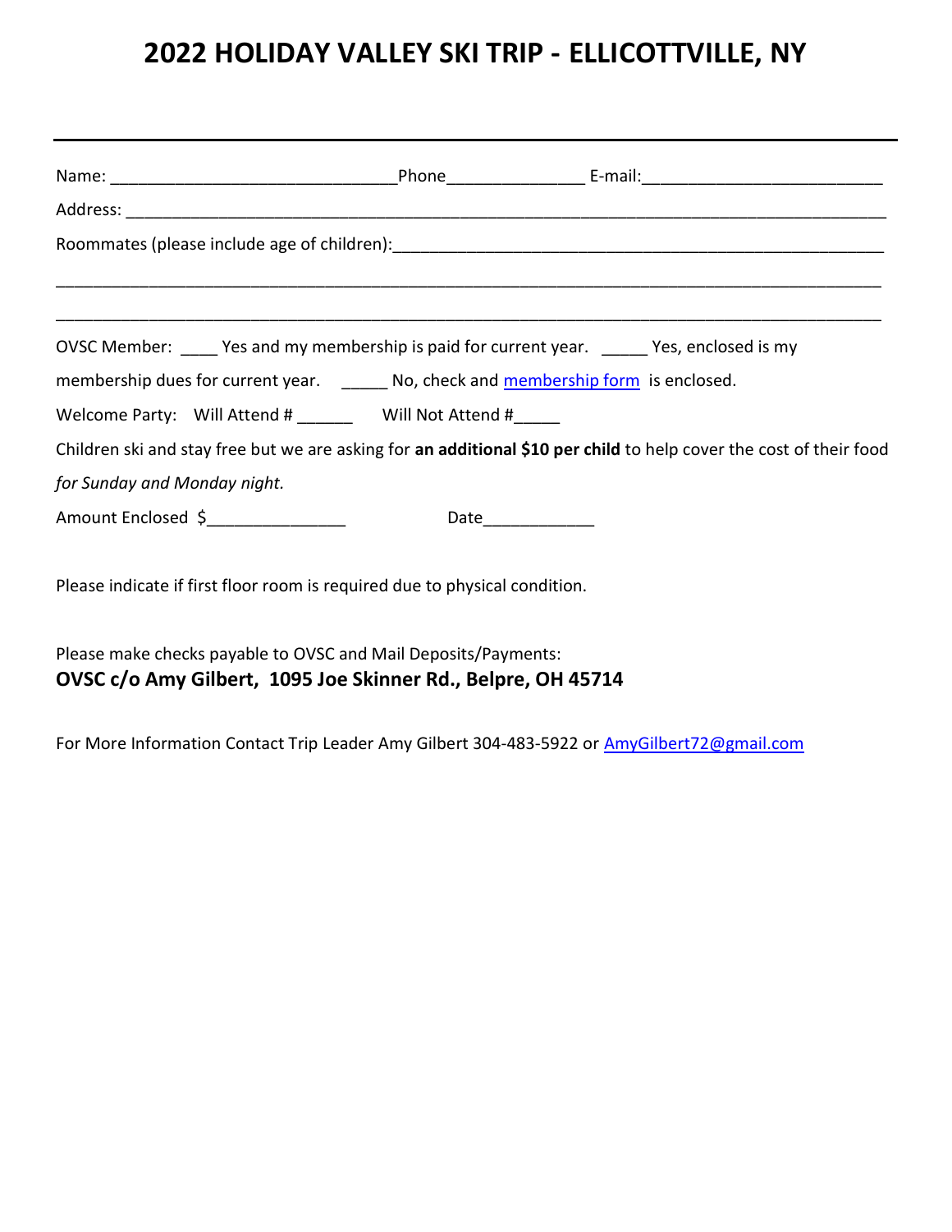# 2022 HOLIDAY VALLEY SKI TRIP - ELLICOTTVILLE, NY

---

Name: ______________________________Phone_______________ E-mail:_________________________

Address: ______________________________________________________________________________

Roommates (please include age of children):_____________________________________________

_______________________________________________________________________________________

_______________________________________________________________________________________

OVSC Member: ____ Yes and my membership is paid for current year. _____ Yes, enclosed is my membership dues for current year. _____ No, check and membership form is enclosed.

Welcome Party: Will Attend # ______ Will Not Attend #_____

Children ski and stay free but we are asking for **an additional $10 per child** to help cover the cost of their food *for Sunday and Monday night.*

Amount Enclosed $_______________ Date____________

Please indicate if first floor room is required due to physical condition.

Please make checks payable to OVSC and Mail Deposits/Payments:
**OVSC c/o Amy Gilbert, 1095 Joe Skinner Rd., Belpre, OH 45714**

For More Information Contact Trip Leader Amy Gilbert 304-483-5922 or AmyGilbert72@gmail.com